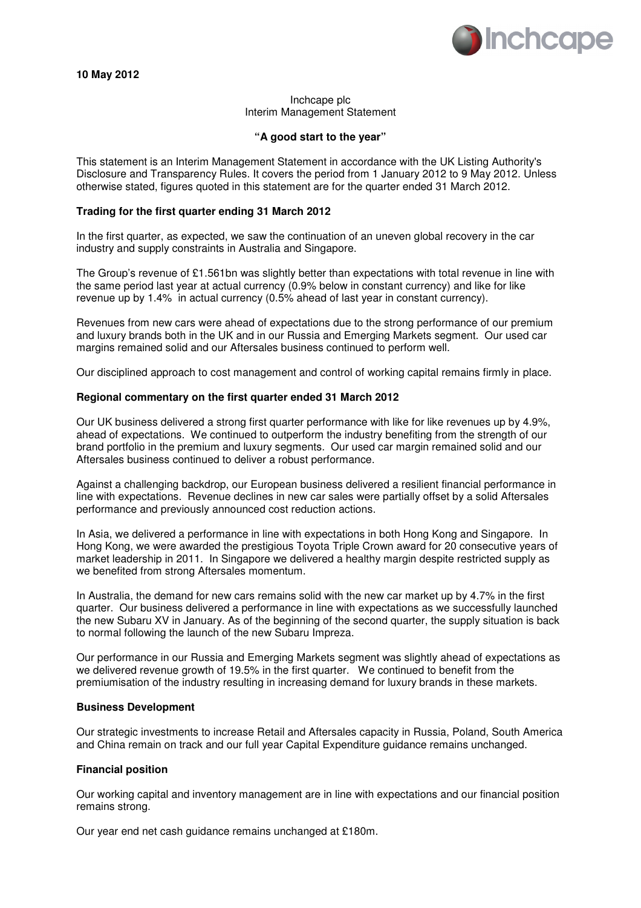**10 May 2012**

Inchcape plc
Interim Management Statement

**"A good start to the year"**

This statement is an Interim Management Statement in accordance with the UK Listing Authority's Disclosure and Transparency Rules. It covers the period from 1 January 2012 to 9 May 2012. Unless otherwise stated, figures quoted in this statement are for the quarter ended 31 March 2012.

**Trading for the first quarter ending 31 March 2012**

In the first quarter, as expected, we saw the continuation of an uneven global recovery in the car industry and supply constraints in Australia and Singapore.

The Group's revenue of £1.561bn was slightly better than expectations with total revenue in line with the same period last year at actual currency (0.9% below in constant currency) and like for like revenue up by 1.4% in actual currency (0.5% ahead of last year in constant currency).

Revenues from new cars were ahead of expectations due to the strong performance of our premium and luxury brands both in the UK and in our Russia and Emerging Markets segment. Our used car margins remained solid and our Aftersales business continued to perform well.

Our disciplined approach to cost management and control of working capital remains firmly in place.

**Regional commentary on the first quarter ended 31 March 2012**

Our UK business delivered a strong first quarter performance with like for like revenues up by 4.9%, ahead of expectations. We continued to outperform the industry benefiting from the strength of our brand portfolio in the premium and luxury segments. Our used car margin remained solid and our Aftersales business continued to deliver a robust performance.

Against a challenging backdrop, our European business delivered a resilient financial performance in line with expectations. Revenue declines in new car sales were partially offset by a solid Aftersales performance and previously announced cost reduction actions.

In Asia, we delivered a performance in line with expectations in both Hong Kong and Singapore. In Hong Kong, we were awarded the prestigious Toyota Triple Crown award for 20 consecutive years of market leadership in 2011. In Singapore we delivered a healthy margin despite restricted supply as we benefited from strong Aftersales momentum.

In Australia, the demand for new cars remains solid with the new car market up by 4.7% in the first quarter. Our business delivered a performance in line with expectations as we successfully launched the new Subaru XV in January. As of the beginning of the second quarter, the supply situation is back to normal following the launch of the new Subaru Impreza.

Our performance in our Russia and Emerging Markets segment was slightly ahead of expectations as we delivered revenue growth of 19.5% in the first quarter. We continued to benefit from the premiumisation of the industry resulting in increasing demand for luxury brands in these markets.

**Business Development**

Our strategic investments to increase Retail and Aftersales capacity in Russia, Poland, South America and China remain on track and our full year Capital Expenditure guidance remains unchanged.

**Financial position**

Our working capital and inventory management are in line with expectations and our financial position remains strong.

Our year end net cash guidance remains unchanged at £180m.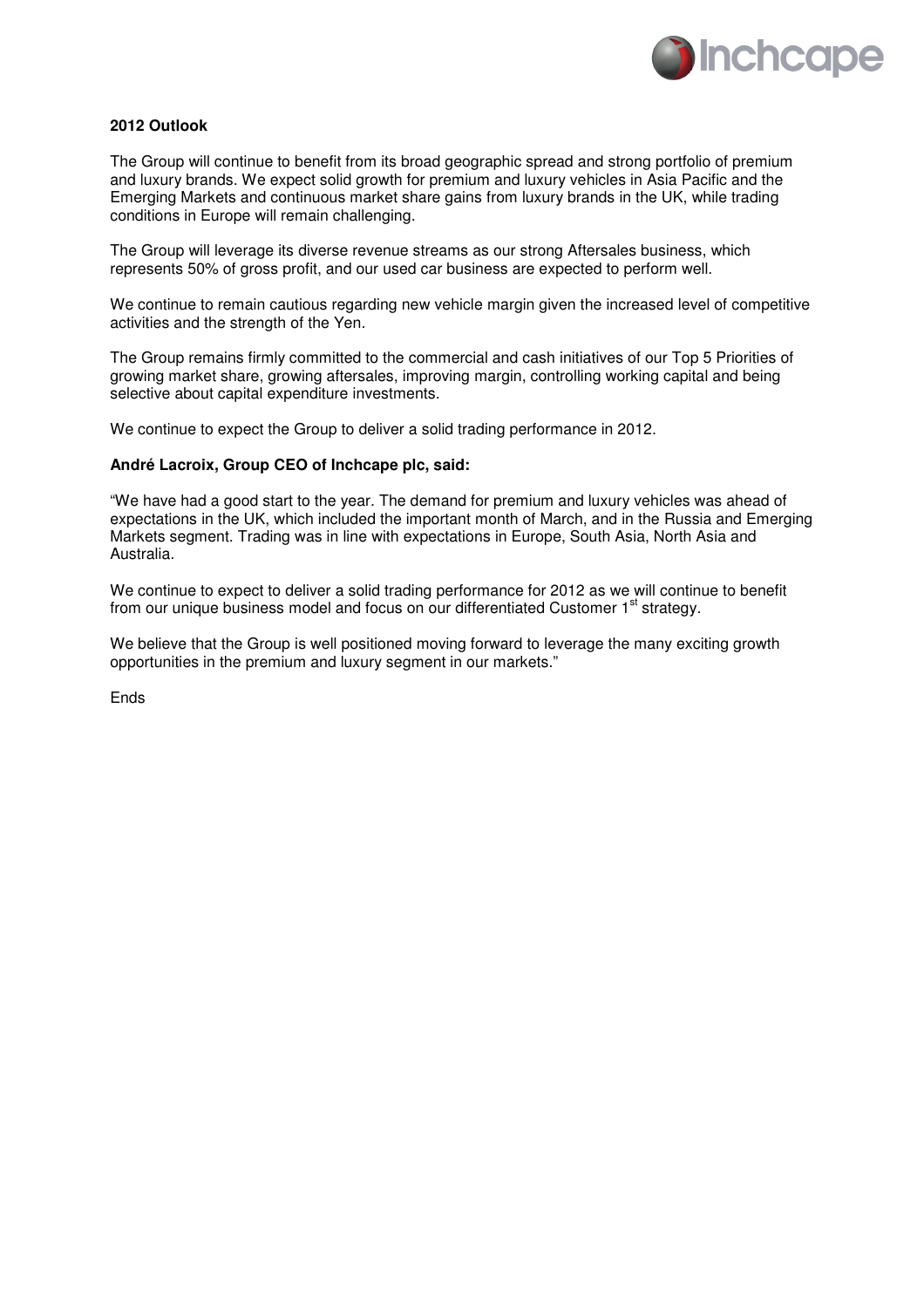**2012 Outlook**

The Group will continue to benefit from its broad geographic spread and strong portfolio of premium and luxury brands. We expect solid growth for premium and luxury vehicles in Asia Pacific and the Emerging Markets and continuous market share gains from luxury brands in the UK, while trading conditions in Europe will remain challenging.

The Group will leverage its diverse revenue streams as our strong Aftersales business, which represents 50% of gross profit, and our used car business are expected to perform well.

We continue to remain cautious regarding new vehicle margin given the increased level of competitive activities and the strength of the Yen.

The Group remains firmly committed to the commercial and cash initiatives of our Top 5 Priorities of growing market share, growing aftersales, improving margin, controlling working capital and being selective about capital expenditure investments.

We continue to expect the Group to deliver a solid trading performance in 2012.

**André Lacroix, Group CEO of Inchcape plc, said:**

"We have had a good start to the year. The demand for premium and luxury vehicles was ahead of expectations in the UK, which included the important month of March, and in the Russia and Emerging Markets segment. Trading was in line with expectations in Europe, South Asia, North Asia and Australia.

We continue to expect to deliver a solid trading performance for 2012 as we will continue to benefit from our unique business model and focus on our differentiated Customer 1st strategy.

We believe that the Group is well positioned moving forward to leverage the many exciting growth opportunities in the premium and luxury segment in our markets."

Ends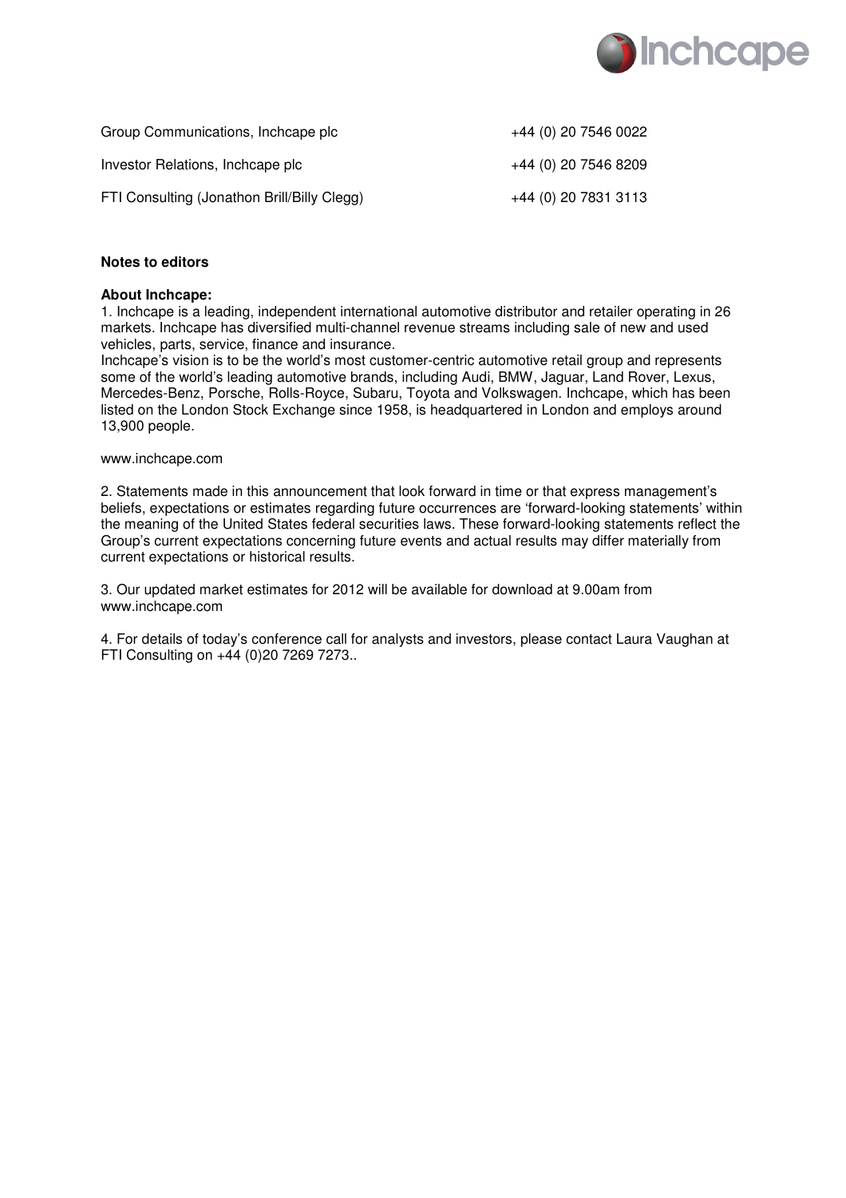| | |
|---|---|
| Group Communications, Inchcape plc | +44 (0) 20 7546 0022 |
| Investor Relations, Inchcape plc | +44 (0) 20 7546 8209 |
| FTI Consulting (Jonathon Brill/Billy Clegg) | +44 (0) 20 7831 3113 |

**Notes to editors**

**About Inchcape:**

1. Inchcape is a leading, independent international automotive distributor and retailer operating in 26 markets. Inchcape has diversified multi-channel revenue streams including sale of new and used vehicles, parts, service, finance and insurance.

Inchcape's vision is to be the world's most customer-centric automotive retail group and represents some of the world's leading automotive brands, including Audi, BMW, Jaguar, Land Rover, Lexus, Mercedes-Benz, Porsche, Rolls-Royce, Subaru, Toyota and Volkswagen. Inchcape, which has been listed on the London Stock Exchange since 1958, is headquartered in London and employs around 13,900 people.

www.inchcape.com

2. Statements made in this announcement that look forward in time or that express management's beliefs, expectations or estimates regarding future occurrences are 'forward-looking statements' within the meaning of the United States federal securities laws. These forward-looking statements reflect the Group's current expectations concerning future events and actual results may differ materially from current expectations or historical results.

3. Our updated market estimates for 2012 will be available for download at 9.00am from www.inchcape.com

4. For details of today's conference call for analysts and investors, please contact Laura Vaughan at FTI Consulting on +44 (0)20 7269 7273..